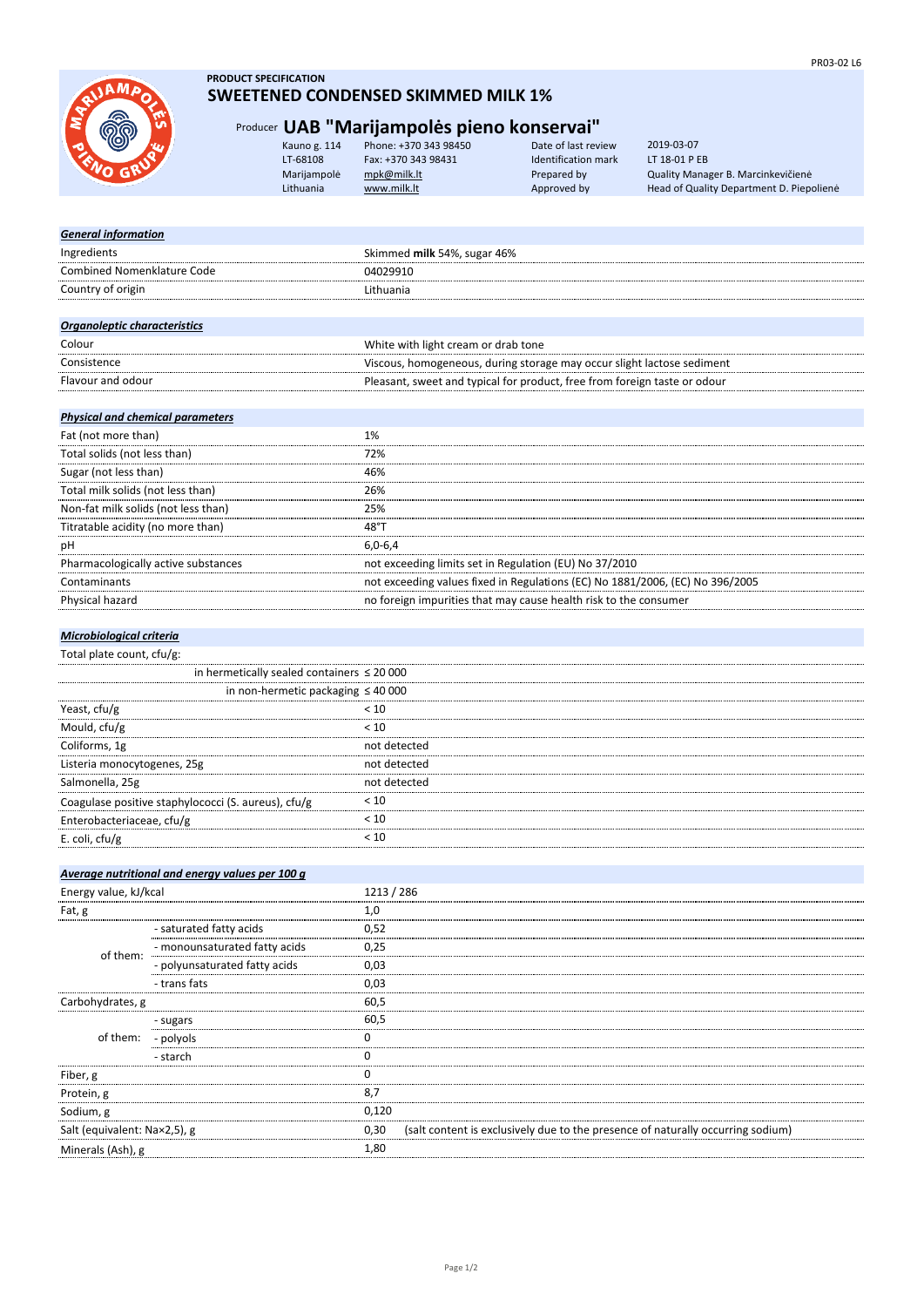PR03-02 L6

**PRODUCT SPECIFICATION**

# SWEETENED CONDENSED SKIMMED MILK 1%

## Producer UAB "Marijampolės pieno konservai"

| | | | |
|---|---|---|---|
| Kauno g. 114 | Phone: +370 343 98450 | Date of last review | 2019-03-07 |
| LT-68108 | Fax: +370 343 98431 | Identification mark | LT 18-01 P EB |
| Marijampolė | mpk@milk.lt | Prepared by | Quality Manager B. Marcinkevičienė |
| Lithuania | www.milk.lt | Approved by | Head of Quality Department D. Piepolienė |

| ***General information*** | |
|---|---|
| Ingredients | Skimmed **milk** 54%, sugar 46% |
| Combined Nomenklature Code | 04029910 |
| Country of origin | Lithuania |

| ***Organoleptic characteristics*** | |
|---|---|
| Colour | White with light cream or drab tone |
| Consistence | Viscous, homogeneous, during storage may occur slight lactose sediment |
| Flavour and odour | Pleasant, sweet and typical for product, free from foreign taste or odour |

| ***Physical and chemical parameters*** | |
|---|---|
| Fat (not more than) | 1% |
| Total solids (not less than) | 72% |
| Sugar (not less than) | 46% |
| Total milk solids (not less than) | 26% |
| Non-fat milk solids (not less than) | 25% |
| Titratable acidity (no more than) | 48°T |
| pH | 6,0-6,4 |
| Pharmacologically active substances | not exceeding limits set in Regulation (EU) No 37/2010 |
| Contaminants | not exceeding values fixed in Regulations (EC) No 1881/2006, (EC) No 396/2005 |
| Physical hazard | no foreign impurities that may cause health risk to the consumer |

| ***Microbiological criteria*** | |
|---|---|
| Total plate count, cfu/g: | |
| in hermetically sealed containers | ≤ 20 000 |
| in non-hermetic packaging | ≤ 40 000 |
| Yeast, cfu/g | < 10 |
| Mould, cfu/g | < 10 |
| Coliforms, 1g | not detected |
| Listeria monocytogenes, 25g | not detected |
| Salmonella, 25g | not detected |
| Coagulase positive staphylococci (S. aureus), cfu/g | < 10 |
| Enterobacteriaceae, cfu/g | < 10 |
| E. coli, cfu/g | < 10 |

| ***Average nutritional and energy values per 100 g*** | | |
|---|---|---|
| Energy value, kJ/kcal | | 1213 / 286 |
| Fat, g | | 1,0 |
| of them: | - saturated fatty acids | 0,52 |
| | - monounsaturated fatty acids | 0,25 |
| | - polyunsaturated fatty acids | 0,03 |
| | - trans fats | 0,03 |
| Carbohydrates, g | | 60,5 |
| of them: | - sugars | 60,5 |
| | - polyols | 0 |
| | - starch | 0 |
| Fiber, g | | 0 |
| Protein, g | | 8,7 |
| Sodium, g | | 0,120 |
| Salt (equivalent: Na×2,5), g | | 0,30 (salt content is exclusively due to the presence of naturally occurring sodium) |
| Minerals (Ash), g | | 1,80 |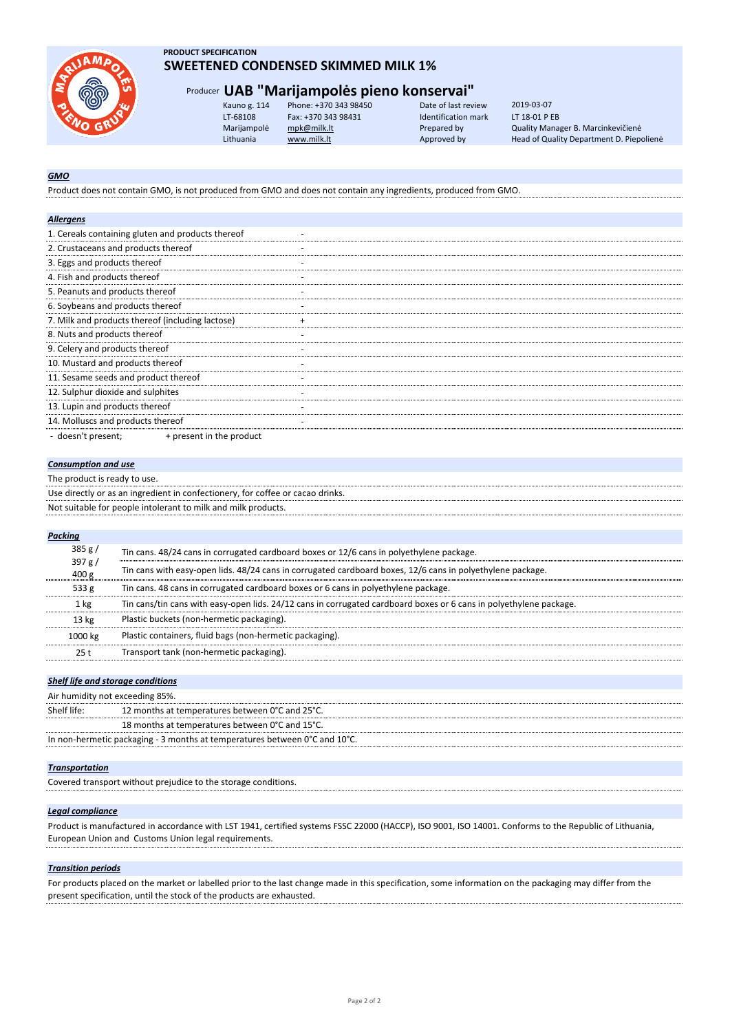**PRODUCT SPECIFICATION**

# SWEETENED CONDENSED SKIMMED MILK 1%

Producer **UAB "Marijampolės pieno konservai"**

| | | | |
|---|---|---|---|
| Kauno g. 114 | Phone: +370 343 98450 | Date of last review | 2019-03-07 |
| LT-68108 | Fax: +370 343 98431 | Identification mark | LT 18-01 P EB |
| Marijampolė | mpk@milk.lt | Prepared by | Quality Manager B. Marcinkevičienė |
| Lithuania | www.milk.lt | Approved by | Head of Quality Department D. Piepolienė |

## *GMO*

Product does not contain GMO, is not produced from GMO and does not contain any ingredients, produced from GMO.

## *Allergens*

| | |
|---|---|
| 1. Cereals containing gluten and products thereof | - |
| 2. Crustaceans and products thereof | - |
| 3. Eggs and products thereof | - |
| 4. Fish and products thereof | - |
| 5. Peanuts and products thereof | - |
| 6. Soybeans and products thereof | - |
| 7. Milk and products thereof (including lactose) | + |
| 8. Nuts and products thereof | - |
| 9. Celery and products thereof | - |
| 10. Mustard and products thereof | - |
| 11. Sesame seeds and product thereof | - |
| 12. Sulphur dioxide and sulphites | - |
| 13. Lupin and products thereof | - |
| 14. Molluscs and products thereof | - |

- doesn't present; + present in the product

## *Consumption and use*

The product is ready to use.

Use directly or as an ingredient in confectionery, for coffee or cacao drinks.

Not suitable for people intolerant to milk and milk products.

## *Packing*

| | |
|---|---|
| 385 g / 397 g / 400 g | Tin cans. 48/24 cans in corrugated cardboard boxes or 12/6 cans in polyethylene package. |
| | Tin cans with easy-open lids. 48/24 cans in corrugated cardboard boxes, 12/6 cans in polyethylene package. |
| 533 g | Tin cans. 48 cans in corrugated cardboard boxes or 6 cans in polyethylene package. |
| 1 kg | Tin cans/tin cans with easy-open lids. 24/12 cans in corrugated cardboard boxes or 6 cans in polyethylene package. |
| 13 kg | Plastic buckets (non-hermetic packaging). |
| 1000 kg | Plastic containers, fluid bags (non-hermetic packaging). |
| 25 t | Transport tank (non-hermetic packaging). |

## *Shelf life and storage conditions*

Air humidity not exceeding 85%.

| | |
|---|---|
| Shelf life: | 12 months at temperatures between 0°C and 25°C. |
| | 18 months at temperatures between 0°C and 15°C. |

In non-hermetic packaging - 3 months at temperatures between 0°C and 10°C.

## *Transportation*

Covered transport without prejudice to the storage conditions.

## *Legal compliance*

Product is manufactured in accordance with LST 1941, certified systems FSSC 22000 (HACCP), ISO 9001, ISO 14001. Conforms to the Republic of Lithuania, European Union and Customs Union legal requirements.

## *Transition periods*

For products placed on the market or labelled prior to the last change made in this specification, some information on the packaging may differ from the present specification, until the stock of the products are exhausted.